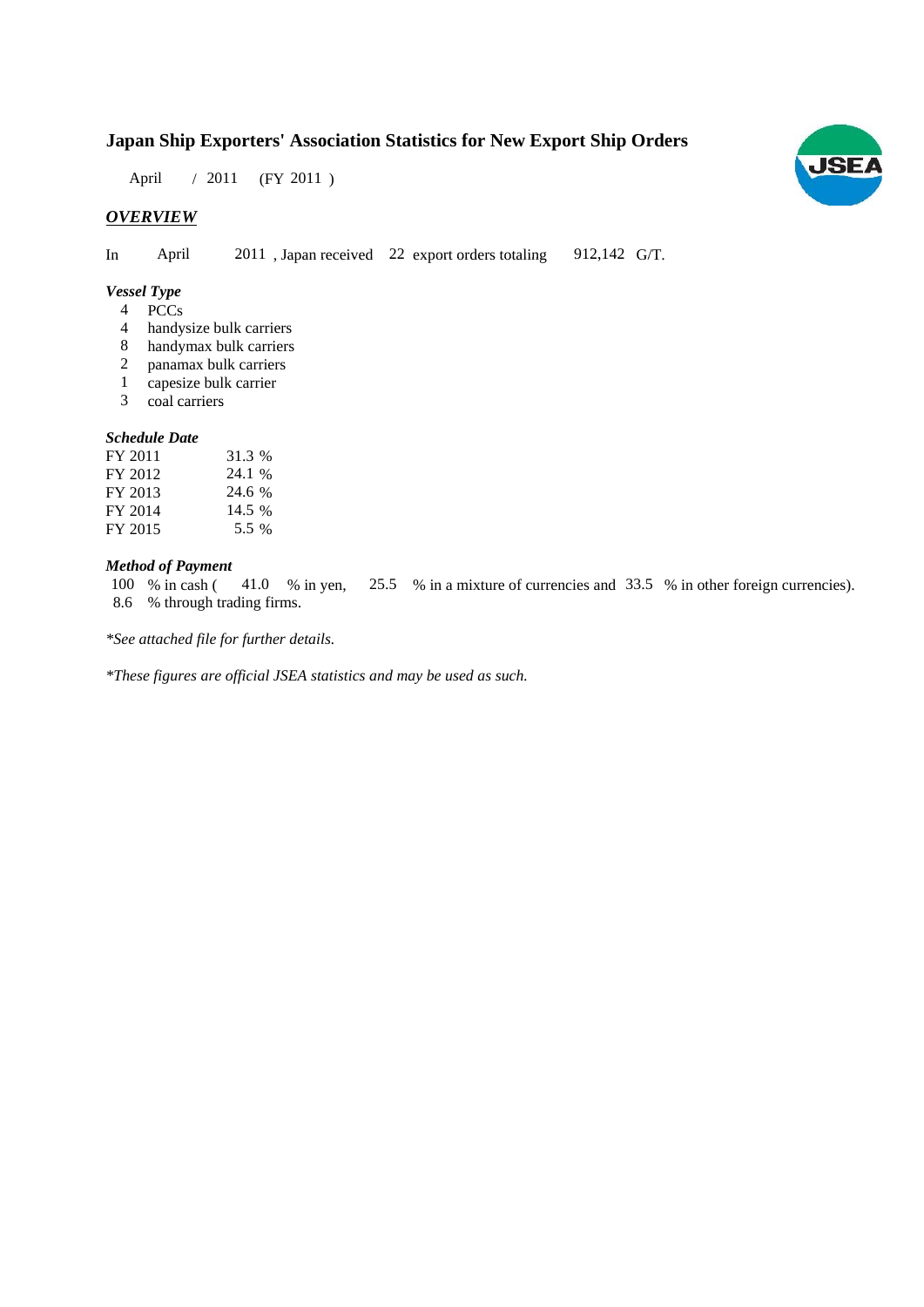# Japan Ship Exporters' Association Statistics for New Export Ship Orders

April / 2011 (FY 2011 )

## *OVERVIEW*

In April 2011 , Japan received 22 export orders totaling 912,142 G/T.

### *Vessel Type*

- 4 PCCs
- 4 handysize bulk carriers
- 8 handymax bulk carriers
- 2 panamax bulk carriers
- 1 capesize bulk carrier
- 3 coal carriers

### *Schedule Date*

| | |
|---|---|
| FY 2011 | 31.3 % |
| FY 2012 | 24.1 % |
| FY 2013 | 24.6 % |
| FY 2014 | 14.5 % |
| FY 2015 | 5.5 % |

### *Method of Payment*

100 % in cash ( 41.0 % in yen, 25.5 % in a mixture of currencies and 33.5 % in other foreign currencies).
8.6 % through trading firms.

*\*See attached file for further details.*

*\*These figures are official JSEA statistics and may be used as such.*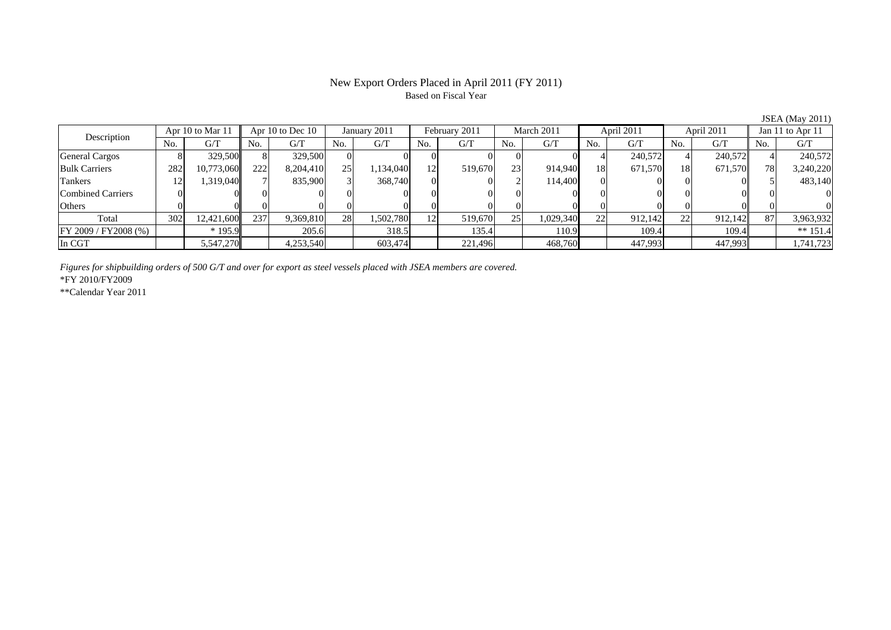# New Export Orders Placed in April 2011 (FY 2011)

Based on Fiscal Year

JSEA (May 2011)

| Description | Apr 10 to Mar 11 | | Apr 10 to Dec 10 | | January 2011 | | February 2011 | | March 2011 | | April 2011 | | April 2011 | | Jan 11 to Apr 11 | |
|---|---|---|---|---|---|---|---|---|---|---|---|---|---|---|---|---|
| | No. | G/T | No. | G/T | No. | G/T | No. | G/T | No. | G/T | No. | G/T | No. | G/T | No. | G/T |
| General Cargos | 8 | 329,500 | 8 | 329,500 | 0 | 0 | 0 | 0 | 0 | 0 | 4 | 240,572 | 4 | 240,572 | 4 | 240,572 |
| Bulk Carriers | 282 | 10,773,060 | 222 | 8,204,410 | 25 | 1,134,040 | 12 | 519,670 | 23 | 914,940 | 18 | 671,570 | 18 | 671,570 | 78 | 3,240,220 |
| Tankers | 12 | 1,319,040 | 7 | 835,900 | 3 | 368,740 | 0 | 0 | 2 | 114,400 | 0 | 0 | 0 | 0 | 5 | 483,140 |
| Combined Carriers | 0 | 0 | 0 | 0 | 0 | 0 | 0 | 0 | 0 | 0 | 0 | 0 | 0 | 0 | 0 | 0 |
| Others | 0 | 0 | 0 | 0 | 0 | 0 | 0 | 0 | 0 | 0 | 0 | 0 | 0 | 0 | 0 | 0 |
| Total | 302 | 12,421,600 | 237 | 9,369,810 | 28 | 1,502,780 | 12 | 519,670 | 25 | 1,029,340 | 22 | 912,142 | 22 | 912,142 | 87 | 3,963,932 |
| FY 2009 / FY2008 (%) | | * 195.9 | | 205.6 | | 318.5 | | 135.4 | | 110.9 | | 109.4 | | 109.4 | | ** 151.4 |
| In CGT | | 5,547,270 | | 4,253,540 | | 603,474 | | 221,496 | | 468,760 | | 447,993 | | 447,993 | | 1,741,723 |

*Figures for shipbuilding orders of 500 G/T and over for export as steel vessels placed with JSEA members are covered.*

*FY 2010/FY2009

**Calendar Year 2011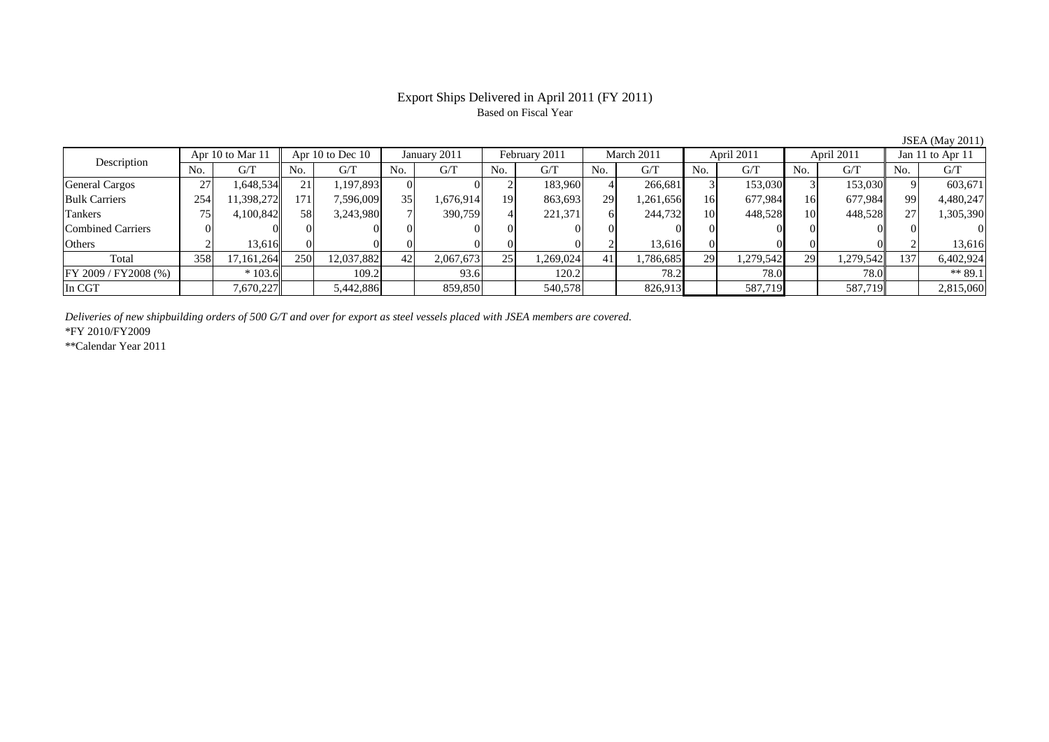# Export Ships Delivered in April 2011 (FY 2011)

Based on Fiscal Year

JSEA (May 2011)

| Description | Apr 10 to Mar 11 | | Apr 10 to Dec 10 | | January 2011 | | February 2011 | | March 2011 | | April 2011 | | April 2011 | | Jan 11 to Apr 11 | |
|---|---|---|---|---|---|---|---|---|---|---|---|---|---|---|---|---|
| | No. | G/T | No. | G/T | No. | G/T | No. | G/T | No. | G/T | No. | G/T | No. | G/T | No. | G/T |
| General Cargos | 27 | 1,648,534 | 21 | 1,197,893 | 0 | 0 | 2 | 183,960 | 4 | 266,681 | 3 | 153,030 | 3 | 153,030 | 9 | 603,671 |
| Bulk Carriers | 254 | 11,398,272 | 171 | 7,596,009 | 35 | 1,676,914 | 19 | 863,693 | 29 | 1,261,656 | 16 | 677,984 | 16 | 677,984 | 99 | 4,480,247 |
| Tankers | 75 | 4,100,842 | 58 | 3,243,980 | 7 | 390,759 | 4 | 221,371 | 6 | 244,732 | 10 | 448,528 | 10 | 448,528 | 27 | 1,305,390 |
| Combined Carriers | 0 | 0 | 0 | 0 | 0 | 0 | 0 | 0 | 0 | 0 | 0 | 0 | 0 | 0 | 0 | 0 |
| Others | 2 | 13,616 | 0 | 0 | 0 | 0 | 0 | 0 | 2 | 13,616 | 0 | 0 | 0 | 0 | 2 | 13,616 |
| Total | 358 | 17,161,264 | 250 | 12,037,882 | 42 | 2,067,673 | 25 | 1,269,024 | 41 | 1,786,685 | 29 | 1,279,542 | 29 | 1,279,542 | 137 | 6,402,924 |
| FY 2009 / FY2008 (%) | | * 103.6 | | 109.2 | | 93.6 | | 120.2 | | 78.2 | | 78.0 | | 78.0 | | ** 89.1 |
| In CGT | | 7,670,227 | | 5,442,886 | | 859,850 | | 540,578 | | 826,913 | | 587,719 | | 587,719 | | 2,815,060 |

*Deliveries of new shipbuilding orders of 500 G/T and over for export as steel vessels placed with JSEA members are covered.*

*FY 2010/FY2009

**Calendar Year 2011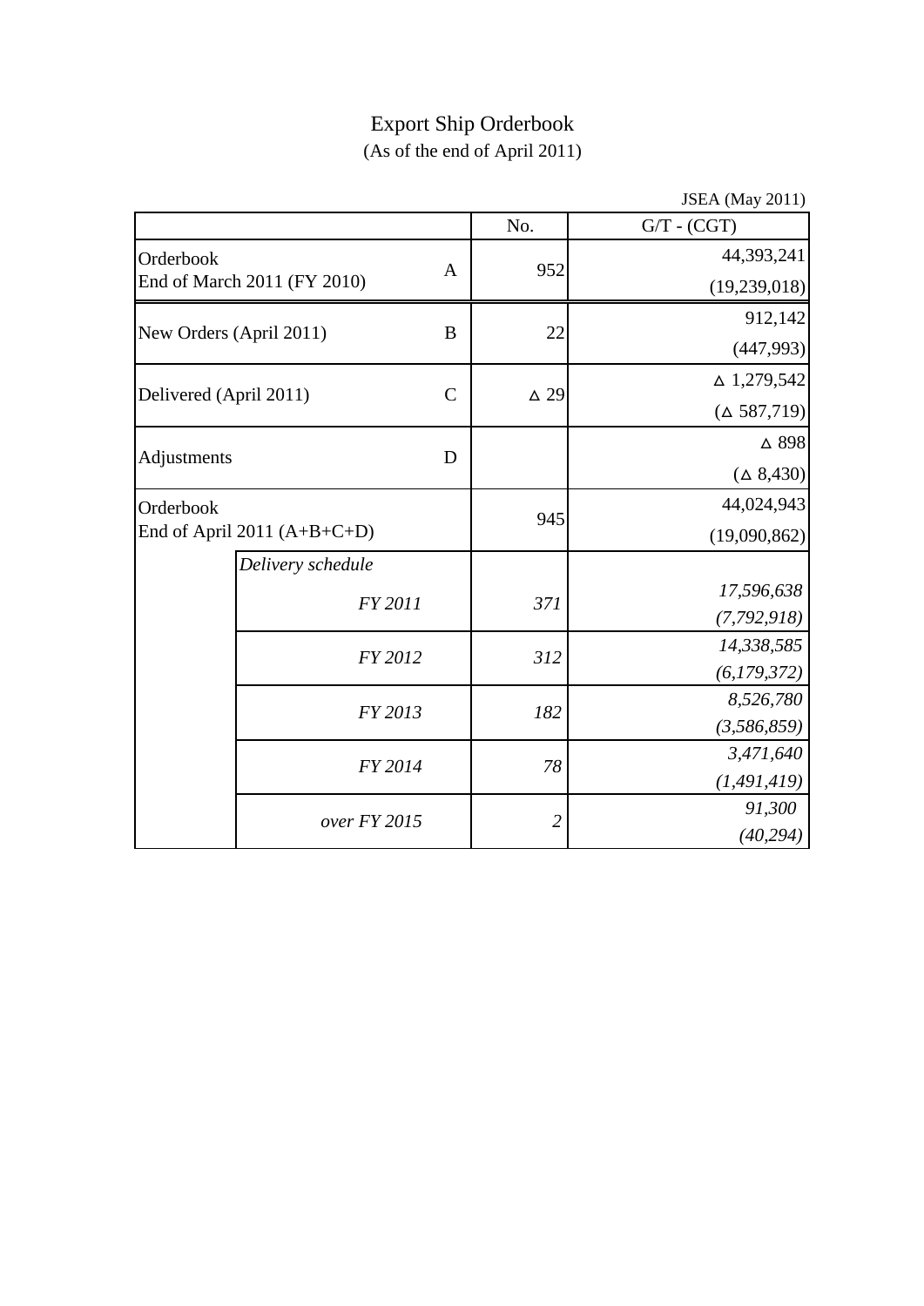# Export Ship Orderbook

(As of the end of April 2011)

JSEA (May 2011)

| | | | No. | G/T - (CGT) |
|---|---|---|---|---|
| Orderbook<br>End of March 2011 (FY 2010) | | A | 952 | 44,393,241<br>(19,239,018) |
| New Orders (April 2011) | | B | 22 | 912,142<br>(447,993) |
| Delivered (April 2011) | | C | △ 29 | △ 1,279,542<br>(△ 587,719) |
| Adjustments | | D | | △ 898<br>(△ 8,430) |
| Orderbook<br>End of April 2011 (A+B+C+D) | | | 945 | 44,024,943<br>(19,090,862) |
| | *Delivery schedule* | | | |
| | *FY 2011* | | *371* | *17,596,638*<br>*(7,792,918)* |
| | *FY 2012* | | *312* | *14,338,585*<br>*(6,179,372)* |
| | *FY 2013* | | *182* | *8,526,780*<br>*(3,586,859)* |
| | *FY 2014* | | *78* | *3,471,640*<br>*(1,491,419)* |
| | *over FY 2015* | | *2* | *91,300*<br>*(40,294)* |